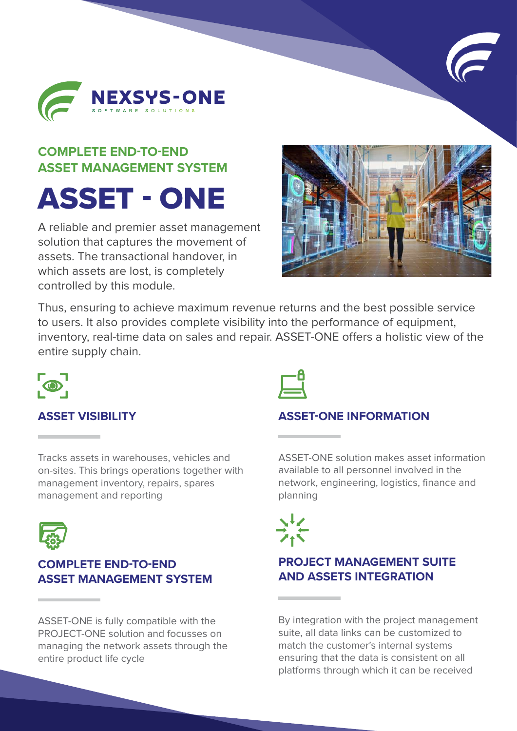NEXSYS-ONE

SOFTWARE SOLUTIONS

## COMPLETE END-TO-END ASSET MANAGEMENT SYSTEM

# ASSET - ONE

A reliable and premier asset management solution that captures the movement of assets. The transactional handover, in which assets are lost, is completely controlled by this module.

Thus, ensuring to achieve maximum revenue returns and the best possible service to users. It also provides complete visibility into the performance of equipment, inventory, real-time data on sales and repair. ASSET-ONE offers a holistic view of the entire supply chain.

### ASSET VISIBILITY

Tracks assets in warehouses, vehicles and on-sites. This brings operations together with management inventory, repairs, spares management and reporting

### ASSET-ONE INFORMATION

ASSET-ONE solution makes asset information available to all personnel involved in the network, engineering, logistics, finance and planning

### COMPLETE END-TO-END ASSET MANAGEMENT SYSTEM

ASSET-ONE is fully compatible with the PROJECT-ONE solution and focusses on managing the network assets through the entire product life cycle

### PROJECT MANAGEMENT SUITE AND ASSETS INTEGRATION

By integration with the project management suite, all data links can be customized to match the customer's internal systems ensuring that the data is consistent on all platforms through which it can be received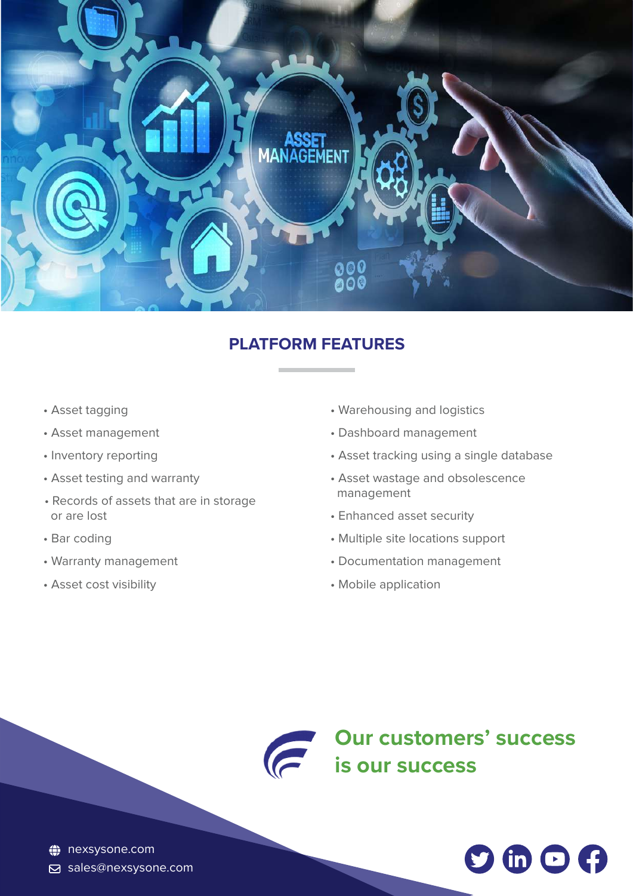## PLATFORM FEATURES

- Asset tagging
- Asset management
- Inventory reporting
- Asset testing and warranty
- Records of assets that are in storage or are lost
- Bar coding
- Warranty management
- Asset cost visibility
- Warehousing and logistics
- Dashboard management
- Asset tracking using a single database
- Asset wastage and obsolescence management
- Enhanced asset security
- Multiple site locations support
- Documentation management
- Mobile application

**Our customers' success is our success**

nexsysone.com
sales@nexsysone.com